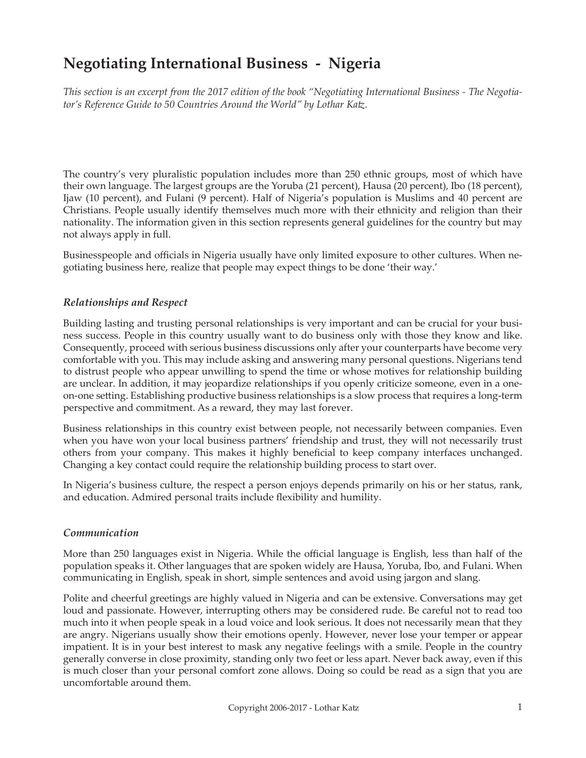# Negotiating International Business - Nigeria

*This section is an excerpt from the 2017 edition of the book "Negotiating International Business - The Negotiator's Reference Guide to 50 Countries Around the World" by Lothar Katz.*

The country's very pluralistic population includes more than 250 ethnic groups, most of which have their own language. The largest groups are the Yoruba (21 percent), Hausa (20 percent), Ibo (18 percent), Ijaw (10 percent), and Fulani (9 percent). Half of Nigeria's population is Muslims and 40 percent are Christians. People usually identify themselves much more with their ethnicity and religion than their nationality. The information given in this section represents general guidelines for the country but may not always apply in full.

Businesspeople and officials in Nigeria usually have only limited exposure to other cultures. When negotiating business here, realize that people may expect things to be done 'their way.'

### *Relationships and Respect*

Building lasting and trusting personal relationships is very important and can be crucial for your business success. People in this country usually want to do business only with those they know and like. Consequently, proceed with serious business discussions only after your counterparts have become very comfortable with you. This may include asking and answering many personal questions. Nigerians tend to distrust people who appear unwilling to spend the time or whose motives for relationship building are unclear. In addition, it may jeopardize relationships if you openly criticize someone, even in a one-on-one setting. Establishing productive business relationships is a slow process that requires a long-term perspective and commitment. As a reward, they may last forever.

Business relationships in this country exist between people, not necessarily between companies. Even when you have won your local business partners' friendship and trust, they will not necessarily trust others from your company. This makes it highly beneficial to keep company interfaces unchanged. Changing a key contact could require the relationship building process to start over.

In Nigeria's business culture, the respect a person enjoys depends primarily on his or her status, rank, and education. Admired personal traits include flexibility and humility.

### *Communication*

More than 250 languages exist in Nigeria. While the official language is English, less than half of the population speaks it. Other languages that are spoken widely are Hausa, Yoruba, Ibo, and Fulani. When communicating in English, speak in short, simple sentences and avoid using jargon and slang.

Polite and cheerful greetings are highly valued in Nigeria and can be extensive. Conversations may get loud and passionate. However, interrupting others may be considered rude. Be careful not to read too much into it when people speak in a loud voice and look serious. It does not necessarily mean that they are angry. Nigerians usually show their emotions openly. However, never lose your temper or appear impatient. It is in your best interest to mask any negative feelings with a smile. People in the country generally converse in close proximity, standing only two feet or less apart. Never back away, even if this is much closer than your personal comfort zone allows. Doing so could be read as a sign that you are uncomfortable around them.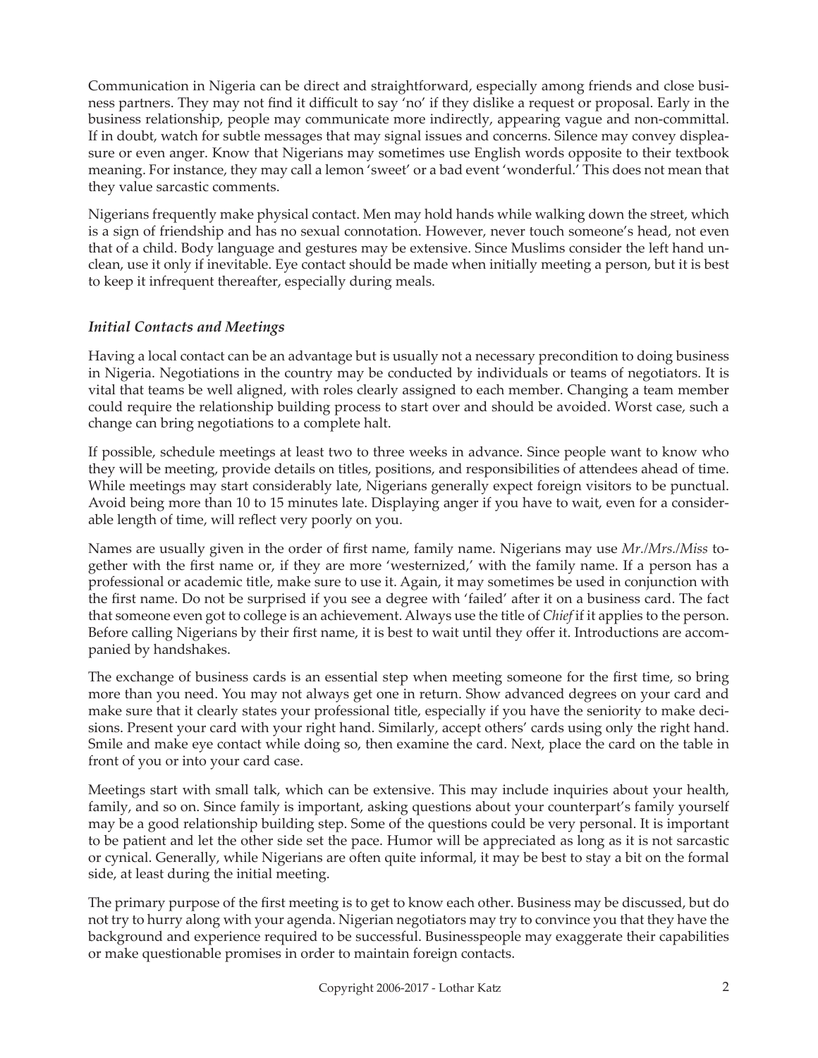Communication in Nigeria can be direct and straightforward, especially among friends and close business partners. They may not find it difficult to say 'no' if they dislike a request or proposal. Early in the business relationship, people may communicate more indirectly, appearing vague and non-committal. If in doubt, watch for subtle messages that may signal issues and concerns. Silence may convey displeasure or even anger. Know that Nigerians may sometimes use English words opposite to their textbook meaning. For instance, they may call a lemon 'sweet' or a bad event 'wonderful.' This does not mean that they value sarcastic comments.

Nigerians frequently make physical contact. Men may hold hands while walking down the street, which is a sign of friendship and has no sexual connotation. However, never touch someone's head, not even that of a child. Body language and gestures may be extensive. Since Muslims consider the left hand unclean, use it only if inevitable. Eye contact should be made when initially meeting a person, but it is best to keep it infrequent thereafter, especially during meals.

### *Initial Contacts and Meetings*

Having a local contact can be an advantage but is usually not a necessary precondition to doing business in Nigeria. Negotiations in the country may be conducted by individuals or teams of negotiators. It is vital that teams be well aligned, with roles clearly assigned to each member. Changing a team member could require the relationship building process to start over and should be avoided. Worst case, such a change can bring negotiations to a complete halt.

If possible, schedule meetings at least two to three weeks in advance. Since people want to know who they will be meeting, provide details on titles, positions, and responsibilities of attendees ahead of time. While meetings may start considerably late, Nigerians generally expect foreign visitors to be punctual. Avoid being more than 10 to 15 minutes late. Displaying anger if you have to wait, even for a considerable length of time, will reflect very poorly on you.

Names are usually given in the order of first name, family name. Nigerians may use *Mr./Mrs./Miss* together with the first name or, if they are more 'westernized,' with the family name. If a person has a professional or academic title, make sure to use it. Again, it may sometimes be used in conjunction with the first name. Do not be surprised if you see a degree with 'failed' after it on a business card. The fact that someone even got to college is an achievement. Always use the title of *Chief* if it applies to the person. Before calling Nigerians by their first name, it is best to wait until they offer it. Introductions are accompanied by handshakes.

The exchange of business cards is an essential step when meeting someone for the first time, so bring more than you need. You may not always get one in return. Show advanced degrees on your card and make sure that it clearly states your professional title, especially if you have the seniority to make decisions. Present your card with your right hand. Similarly, accept others' cards using only the right hand. Smile and make eye contact while doing so, then examine the card. Next, place the card on the table in front of you or into your card case.

Meetings start with small talk, which can be extensive. This may include inquiries about your health, family, and so on. Since family is important, asking questions about your counterpart's family yourself may be a good relationship building step. Some of the questions could be very personal. It is important to be patient and let the other side set the pace. Humor will be appreciated as long as it is not sarcastic or cynical. Generally, while Nigerians are often quite informal, it may be best to stay a bit on the formal side, at least during the initial meeting.

The primary purpose of the first meeting is to get to know each other. Business may be discussed, but do not try to hurry along with your agenda. Nigerian negotiators may try to convince you that they have the background and experience required to be successful. Businesspeople may exaggerate their capabilities or make questionable promises in order to maintain foreign contacts.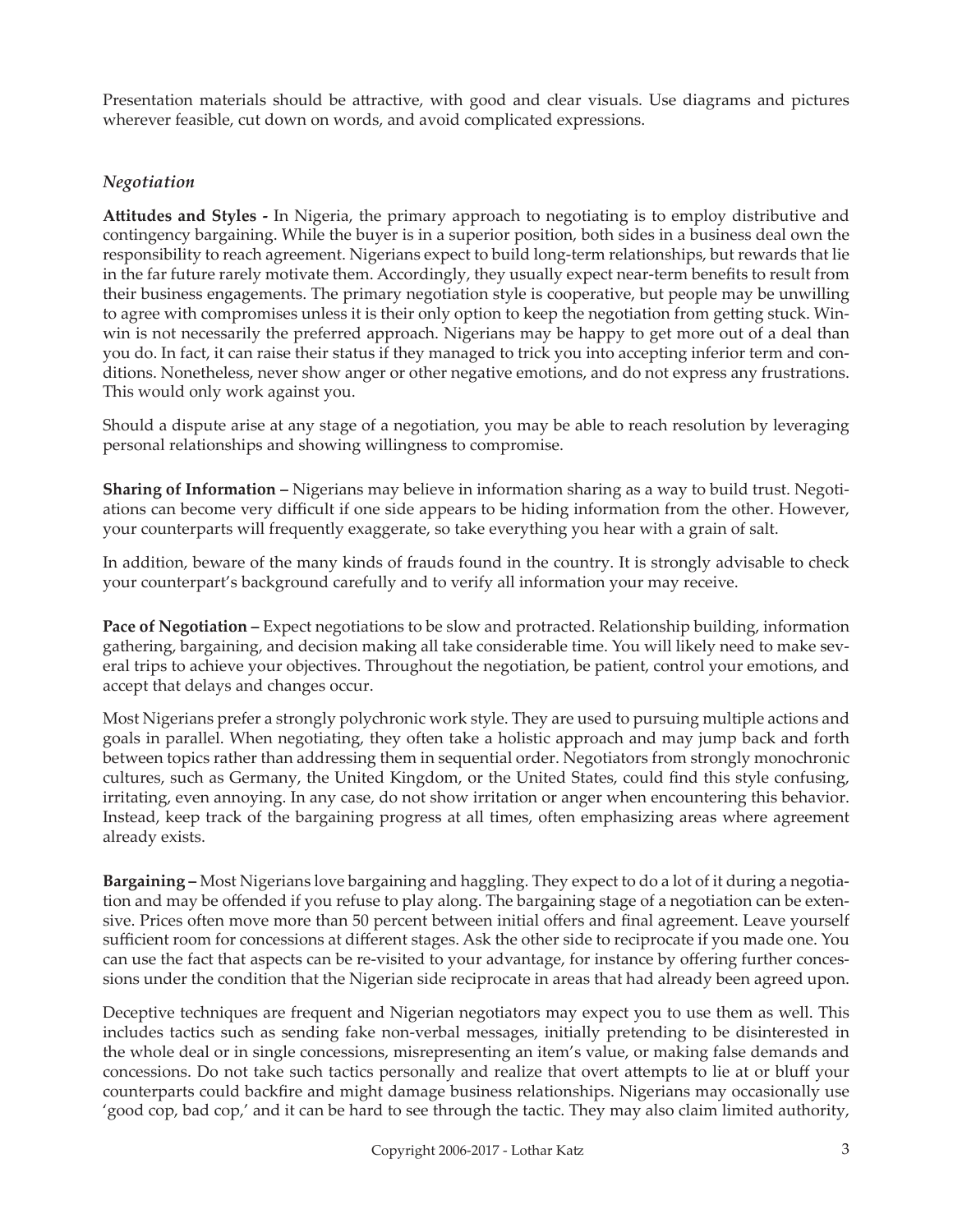Presentation materials should be attractive, with good and clear visuals. Use diagrams and pictures wherever feasible, cut down on words, and avoid complicated expressions.

### *Negotiation*

**Attitudes and Styles -** In Nigeria, the primary approach to negotiating is to employ distributive and contingency bargaining. While the buyer is in a superior position, both sides in a business deal own the responsibility to reach agreement. Nigerians expect to build long-term relationships, but rewards that lie in the far future rarely motivate them. Accordingly, they usually expect near-term benefits to result from their business engagements. The primary negotiation style is cooperative, but people may be unwilling to agree with compromises unless it is their only option to keep the negotiation from getting stuck. Win-win is not necessarily the preferred approach. Nigerians may be happy to get more out of a deal than you do. In fact, it can raise their status if they managed to trick you into accepting inferior term and conditions. Nonetheless, never show anger or other negative emotions, and do not express any frustrations. This would only work against you.

Should a dispute arise at any stage of a negotiation, you may be able to reach resolution by leveraging personal relationships and showing willingness to compromise.

**Sharing of Information –** Nigerians may believe in information sharing as a way to build trust. Negotiations can become very difficult if one side appears to be hiding information from the other. However, your counterparts will frequently exaggerate, so take everything you hear with a grain of salt.

In addition, beware of the many kinds of frauds found in the country. It is strongly advisable to check your counterpart's background carefully and to verify all information your may receive.

**Pace of Negotiation –** Expect negotiations to be slow and protracted. Relationship building, information gathering, bargaining, and decision making all take considerable time. You will likely need to make several trips to achieve your objectives. Throughout the negotiation, be patient, control your emotions, and accept that delays and changes occur.

Most Nigerians prefer a strongly polychronic work style. They are used to pursuing multiple actions and goals in parallel. When negotiating, they often take a holistic approach and may jump back and forth between topics rather than addressing them in sequential order. Negotiators from strongly monochronic cultures, such as Germany, the United Kingdom, or the United States, could find this style confusing, irritating, even annoying. In any case, do not show irritation or anger when encountering this behavior. Instead, keep track of the bargaining progress at all times, often emphasizing areas where agreement already exists.

**Bargaining –** Most Nigerians love bargaining and haggling. They expect to do a lot of it during a negotiation and may be offended if you refuse to play along. The bargaining stage of a negotiation can be extensive. Prices often move more than 50 percent between initial offers and final agreement. Leave yourself sufficient room for concessions at different stages. Ask the other side to reciprocate if you made one. You can use the fact that aspects can be re-visited to your advantage, for instance by offering further concessions under the condition that the Nigerian side reciprocate in areas that had already been agreed upon.

Deceptive techniques are frequent and Nigerian negotiators may expect you to use them as well. This includes tactics such as sending fake non-verbal messages, initially pretending to be disinterested in the whole deal or in single concessions, misrepresenting an item's value, or making false demands and concessions. Do not take such tactics personally and realize that overt attempts to lie at or bluff your counterparts could backfire and might damage business relationships. Nigerians may occasionally use 'good cop, bad cop,' and it can be hard to see through the tactic. They may also claim limited authority,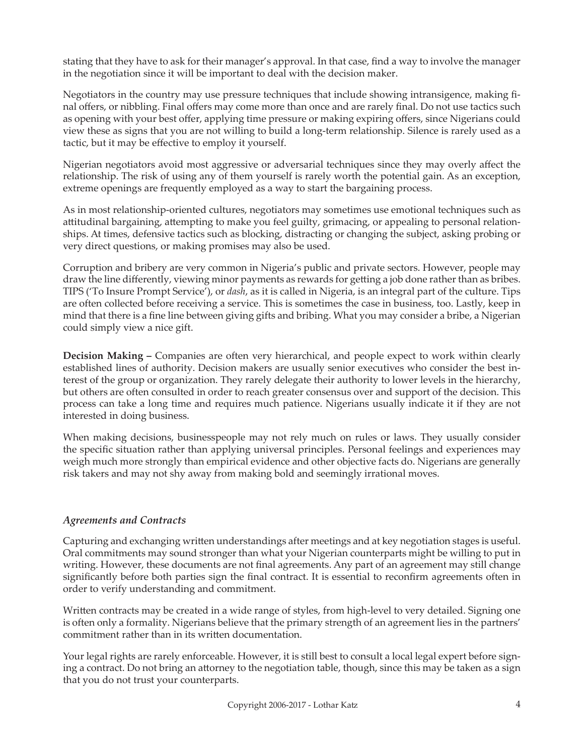stating that they have to ask for their manager's approval. In that case, find a way to involve the manager in the negotiation since it will be important to deal with the decision maker.

Negotiators in the country may use pressure techniques that include showing intransigence, making final offers, or nibbling. Final offers may come more than once and are rarely final. Do not use tactics such as opening with your best offer, applying time pressure or making expiring offers, since Nigerians could view these as signs that you are not willing to build a long-term relationship. Silence is rarely used as a tactic, but it may be effective to employ it yourself.

Nigerian negotiators avoid most aggressive or adversarial techniques since they may overly affect the relationship. The risk of using any of them yourself is rarely worth the potential gain. As an exception, extreme openings are frequently employed as a way to start the bargaining process.

As in most relationship-oriented cultures, negotiators may sometimes use emotional techniques such as attitudinal bargaining, attempting to make you feel guilty, grimacing, or appealing to personal relationships. At times, defensive tactics such as blocking, distracting or changing the subject, asking probing or very direct questions, or making promises may also be used.

Corruption and bribery are very common in Nigeria's public and private sectors. However, people may draw the line differently, viewing minor payments as rewards for getting a job done rather than as bribes. TIPS ('To Insure Prompt Service'), or *dash*, as it is called in Nigeria, is an integral part of the culture. Tips are often collected before receiving a service. This is sometimes the case in business, too. Lastly, keep in mind that there is a fine line between giving gifts and bribing. What you may consider a bribe, a Nigerian could simply view a nice gift.

**Decision Making –** Companies are often very hierarchical, and people expect to work within clearly established lines of authority. Decision makers are usually senior executives who consider the best interest of the group or organization. They rarely delegate their authority to lower levels in the hierarchy, but others are often consulted in order to reach greater consensus over and support of the decision. This process can take a long time and requires much patience. Nigerians usually indicate it if they are not interested in doing business.

When making decisions, businesspeople may not rely much on rules or laws. They usually consider the specific situation rather than applying universal principles. Personal feelings and experiences may weigh much more strongly than empirical evidence and other objective facts do. Nigerians are generally risk takers and may not shy away from making bold and seemingly irrational moves.

### *Agreements and Contracts*

Capturing and exchanging written understandings after meetings and at key negotiation stages is useful. Oral commitments may sound stronger than what your Nigerian counterparts might be willing to put in writing. However, these documents are not final agreements. Any part of an agreement may still change significantly before both parties sign the final contract. It is essential to reconfirm agreements often in order to verify understanding and commitment.

Written contracts may be created in a wide range of styles, from high-level to very detailed. Signing one is often only a formality. Nigerians believe that the primary strength of an agreement lies in the partners' commitment rather than in its written documentation.

Your legal rights are rarely enforceable. However, it is still best to consult a local legal expert before signing a contract. Do not bring an attorney to the negotiation table, though, since this may be taken as a sign that you do not trust your counterparts.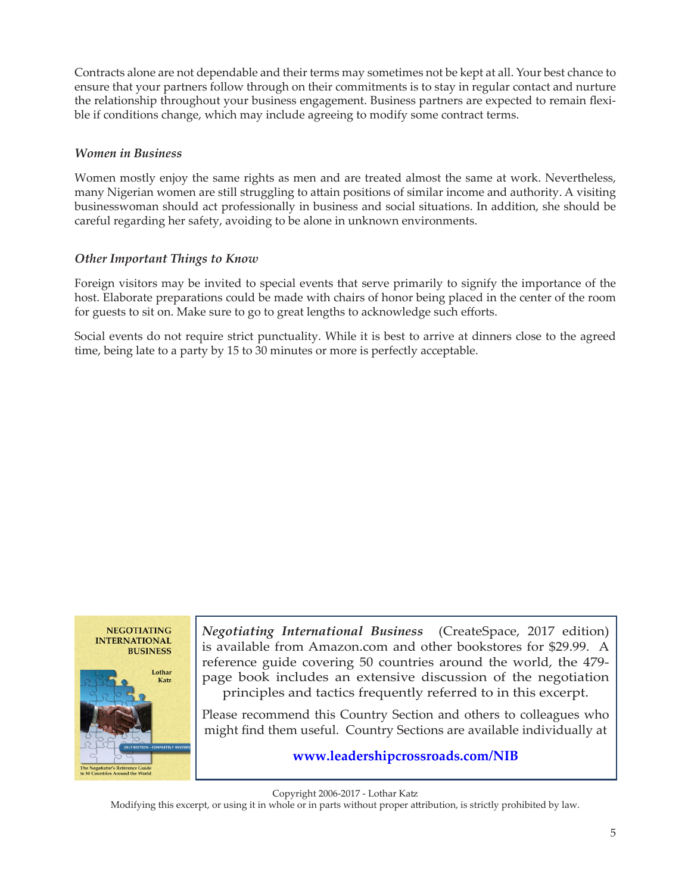Contracts alone are not dependable and their terms may sometimes not be kept at all. Your best chance to ensure that your partners follow through on their commitments is to stay in regular contact and nurture the relationship throughout your business engagement. Business partners are expected to remain flexible if conditions change, which may include agreeing to modify some contract terms.

### *Women in Business*

Women mostly enjoy the same rights as men and are treated almost the same at work. Nevertheless, many Nigerian women are still struggling to attain positions of similar income and authority. A visiting businesswoman should act professionally in business and social situations. In addition, she should be careful regarding her safety, avoiding to be alone in unknown environments.

### *Other Important Things to Know*

Foreign visitors may be invited to special events that serve primarily to signify the importance of the host. Elaborate preparations could be made with chairs of honor being placed in the center of the room for guests to sit on. Make sure to go to great lengths to acknowledge such efforts.

Social events do not require strict punctuality. While it is best to arrive at dinners close to the agreed time, being late to a party by 15 to 30 minutes or more is perfectly acceptable.

NEGOTIATING INTERNATIONAL BUSINESS

Lothar Katz

2017 EDITION - COMPLETELY REVISED

The Negotiator's Reference Guide to 50 Countries Around the World

*Negotiating International Business* (CreateSpace, 2017 edition) is available from Amazon.com and other bookstores for $29.99. A reference guide covering 50 countries around the world, the 479-page book includes an extensive discussion of the negotiation principles and tactics frequently referred to in this excerpt.

Please recommend this Country Section and others to colleagues who might find them useful. Country Sections are available individually at

**www.leadershipcrossroads.com/NIB**

Copyright 2006-2017 - Lothar Katz

Modifying this excerpt, or using it in whole or in parts without proper attribution, is strictly prohibited by law.